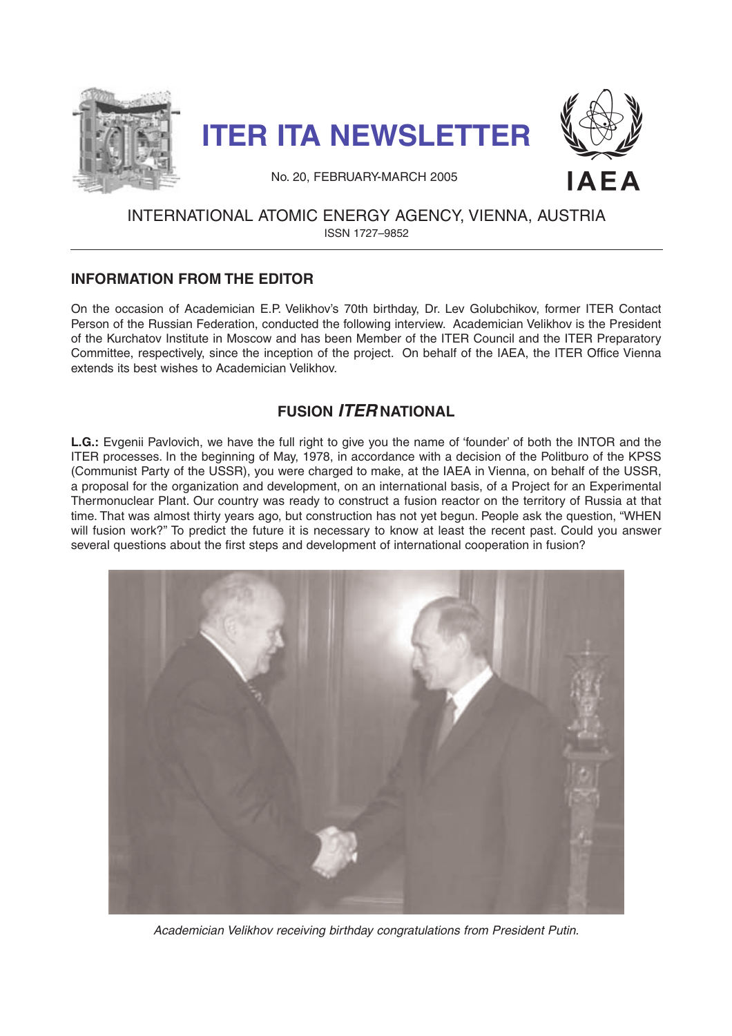# ITER ITA NEWSLETTER

No. 20, FEBRUARY-MARCH 2005

IAEA

INTERNATIONAL ATOMIC ENERGY AGENCY, VIENNA, AUSTRIA

ISSN 1727–9852

## INFORMATION FROM THE EDITOR

On the occasion of Academician E.P. Velikhov's 70th birthday, Dr. Lev Golubchikov, former ITER Contact Person of the Russian Federation, conducted the following interview. Academician Velikhov is the President of the Kurchatov Institute in Moscow and has been Member of the ITER Council and the ITER Preparatory Committee, respectively, since the inception of the project. On behalf of the IAEA, the ITER Office Vienna extends its best wishes to Academician Velikhov.

## FUSION *ITER* NATIONAL

**L.G.:** Evgenii Pavlovich, we have the full right to give you the name of 'founder' of both the INTOR and the ITER processes. In the beginning of May, 1978, in accordance with a decision of the Politburo of the KPSS (Communist Party of the USSR), you were charged to make, at the IAEA in Vienna, on behalf of the USSR, a proposal for the organization and development, on an international basis, of a Project for an Experimental Thermonuclear Plant. Our country was ready to construct a fusion reactor on the territory of Russia at that time. That was almost thirty years ago, but construction has not yet begun. People ask the question, "WHEN will fusion work?" To predict the future it is necessary to know at least the recent past. Could you answer several questions about the first steps and development of international cooperation in fusion?

*Academician Velikhov receiving birthday congratulations from President Putin.*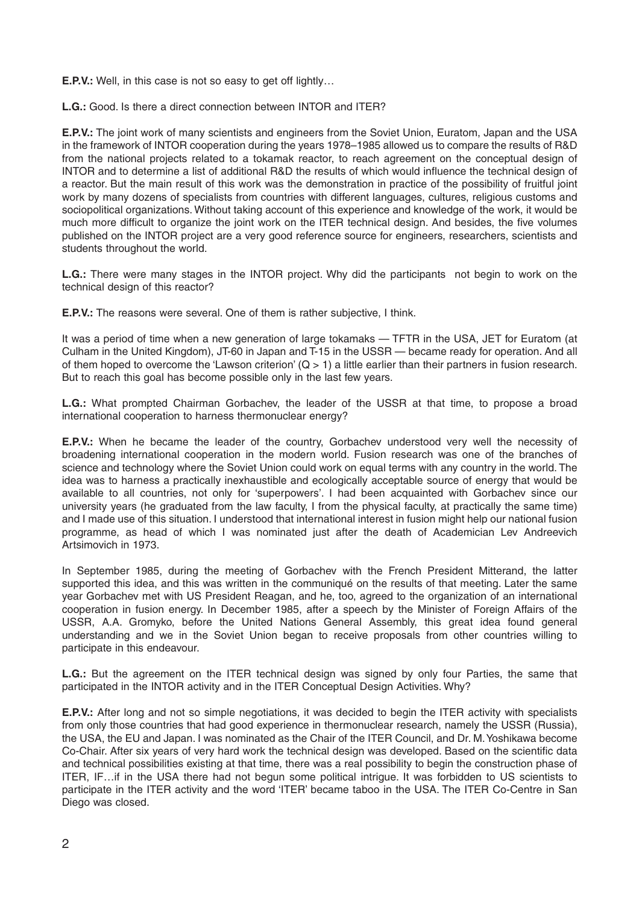**E.P.V.:** Well, in this case is not so easy to get off lightly…

**L.G.:** Good. Is there a direct connection between INTOR and ITER?

**E.P.V.:** The joint work of many scientists and engineers from the Soviet Union, Euratom, Japan and the USA in the framework of INTOR cooperation during the years 1978–1985 allowed us to compare the results of R&D from the national projects related to a tokamak reactor, to reach agreement on the conceptual design of INTOR and to determine a list of additional R&D the results of which would influence the technical design of a reactor. But the main result of this work was the demonstration in practice of the possibility of fruitful joint work by many dozens of specialists from countries with different languages, cultures, religious customs and sociopolitical organizations. Without taking account of this experience and knowledge of the work, it would be much more difficult to organize the joint work on the ITER technical design. And besides, the five volumes published on the INTOR project are a very good reference source for engineers, researchers, scientists and students throughout the world.

**L.G.:** There were many stages in the INTOR project. Why did the participants not begin to work on the technical design of this reactor?

**E.P.V.:** The reasons were several. One of them is rather subjective, I think.

It was a period of time when a new generation of large tokamaks — TFTR in the USA, JET for Euratom (at Culham in the United Kingdom), JT-60 in Japan and T-15 in the USSR — became ready for operation. And all of them hoped to overcome the 'Lawson criterion' ($Q > 1$) a little earlier than their partners in fusion research. But to reach this goal has become possible only in the last few years.

**L.G.:** What prompted Chairman Gorbachev, the leader of the USSR at that time, to propose a broad international cooperation to harness thermonuclear energy?

**E.P.V.:** When he became the leader of the country, Gorbachev understood very well the necessity of broadening international cooperation in the modern world. Fusion research was one of the branches of science and technology where the Soviet Union could work on equal terms with any country in the world. The idea was to harness a practically inexhaustible and ecologically acceptable source of energy that would be available to all countries, not only for 'superpowers'. I had been acquainted with Gorbachev since our university years (he graduated from the law faculty, I from the physical faculty, at practically the same time) and I made use of this situation. I understood that international interest in fusion might help our national fusion programme, as head of which I was nominated just after the death of Academician Lev Andreevich Artsimovich in 1973.

In September 1985, during the meeting of Gorbachev with the French President Mitterand, the latter supported this idea, and this was written in the communiqué on the results of that meeting. Later the same year Gorbachev met with US President Reagan, and he, too, agreed to the organization of an international cooperation in fusion energy. In December 1985, after a speech by the Minister of Foreign Affairs of the USSR, A.A. Gromyko, before the United Nations General Assembly, this great idea found general understanding and we in the Soviet Union began to receive proposals from other countries willing to participate in this endeavour.

**L.G.:** But the agreement on the ITER technical design was signed by only four Parties, the same that participated in the INTOR activity and in the ITER Conceptual Design Activities. Why?

**E.P.V.:** After long and not so simple negotiations, it was decided to begin the ITER activity with specialists from only those countries that had good experience in thermonuclear research, namely the USSR (Russia), the USA, the EU and Japan. I was nominated as the Chair of the ITER Council, and Dr. M. Yoshikawa become Co-Chair. After six years of very hard work the technical design was developed. Based on the scientific data and technical possibilities existing at that time, there was a real possibility to begin the construction phase of ITER, IF…if in the USA there had not begun some political intrigue. It was forbidden to US scientists to participate in the ITER activity and the word 'ITER' became taboo in the USA. The ITER Co-Centre in San Diego was closed.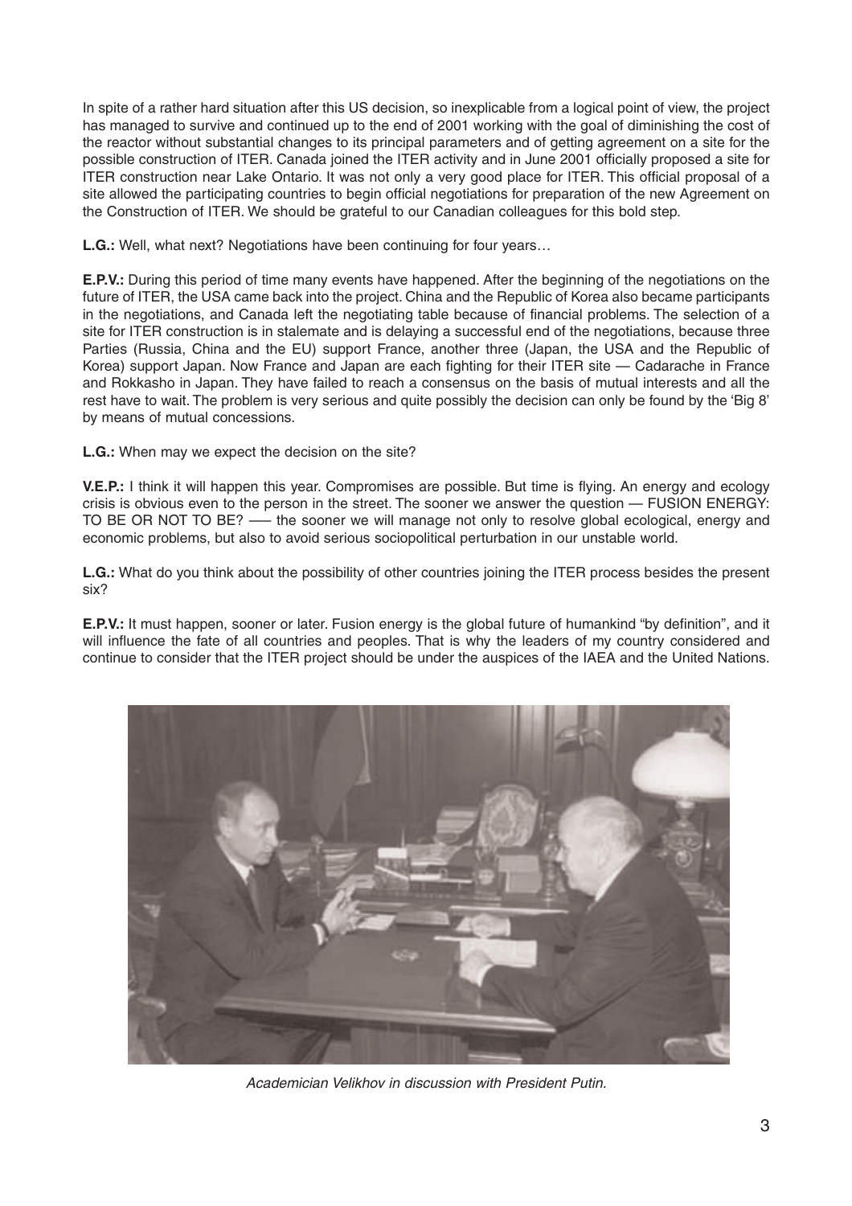In spite of a rather hard situation after this US decision, so inexplicable from a logical point of view, the project has managed to survive and continued up to the end of 2001 working with the goal of diminishing the cost of the reactor without substantial changes to its principal parameters and of getting agreement on a site for the possible construction of ITER. Canada joined the ITER activity and in June 2001 officially proposed a site for ITER construction near Lake Ontario. It was not only a very good place for ITER. This official proposal of a site allowed the participating countries to begin official negotiations for preparation of the new Agreement on the Construction of ITER. We should be grateful to our Canadian colleagues for this bold step.

**L.G.:** Well, what next? Negotiations have been continuing for four years…

**E.P.V.:** During this period of time many events have happened. After the beginning of the negotiations on the future of ITER, the USA came back into the project. China and the Republic of Korea also became participants in the negotiations, and Canada left the negotiating table because of financial problems. The selection of a site for ITER construction is in stalemate and is delaying a successful end of the negotiations, because three Parties (Russia, China and the EU) support France, another three (Japan, the USA and the Republic of Korea) support Japan. Now France and Japan are each fighting for their ITER site — Cadarache in France and Rokkasho in Japan. They have failed to reach a consensus on the basis of mutual interests and all the rest have to wait. The problem is very serious and quite possibly the decision can only be found by the 'Big 8' by means of mutual concessions.

**L.G.:** When may we expect the decision on the site?

**V.E.P.:** I think it will happen this year. Compromises are possible. But time is flying. An energy and ecology crisis is obvious even to the person in the street. The sooner we answer the question — FUSION ENERGY: TO BE OR NOT TO BE? —– the sooner we will manage not only to resolve global ecological, energy and economic problems, but also to avoid serious sociopolitical perturbation in our unstable world.

**L.G.:** What do you think about the possibility of other countries joining the ITER process besides the present six?

**E.P.V.:** It must happen, sooner or later. Fusion energy is the global future of humankind "by definition", and it will influence the fate of all countries and peoples. That is why the leaders of my country considered and continue to consider that the ITER project should be under the auspices of the IAEA and the United Nations.

*Academician Velikhov in discussion with President Putin.*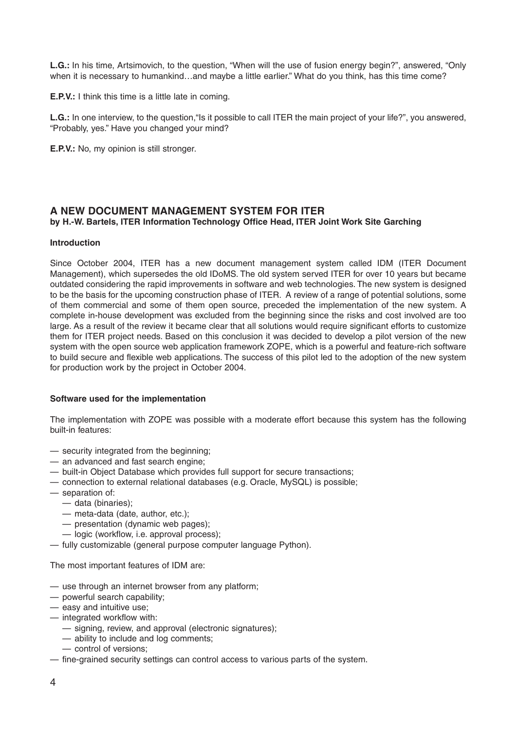**L.G.:** In his time, Artsimovich, to the question, "When will the use of fusion energy begin?", answered, "Only when it is necessary to humankind…and maybe a little earlier." What do you think, has this time come?

**E.P.V.:** I think this time is a little late in coming.

**L.G.:** In one interview, to the question,"Is it possible to call ITER the main project of your life?", you answered, "Probably, yes." Have you changed your mind?

**E.P.V.:** No, my opinion is still stronger.

## A NEW DOCUMENT MANAGEMENT SYSTEM FOR ITER

**by H.-W. Bartels, ITER Information Technology Office Head, ITER Joint Work Site Garching**

### Introduction

Since October 2004, ITER has a new document management system called IDM (ITER Document Management), which supersedes the old IDoMS. The old system served ITER for over 10 years but became outdated considering the rapid improvements in software and web technologies. The new system is designed to be the basis for the upcoming construction phase of ITER. A review of a range of potential solutions, some of them commercial and some of them open source, preceded the implementation of the new system. A complete in-house development was excluded from the beginning since the risks and cost involved are too large. As a result of the review it became clear that all solutions would require significant efforts to customize them for ITER project needs. Based on this conclusion it was decided to develop a pilot version of the new system with the open source web application framework ZOPE, which is a powerful and feature-rich software to build secure and flexible web applications. The success of this pilot led to the adoption of the new system for production work by the project in October 2004.

### Software used for the implementation

The implementation with ZOPE was possible with a moderate effort because this system has the following built-in features:

- security integrated from the beginning;
- an advanced and fast search engine;
- built-in Object Database which provides full support for secure transactions;
- connection to external relational databases (e.g. Oracle, MySQL) is possible;
- separation of:
  - data (binaries);
  - meta-data (date, author, etc.);
  - presentation (dynamic web pages);
  - logic (workflow, i.e. approval process);
- fully customizable (general purpose computer language Python).

The most important features of IDM are:

- use through an internet browser from any platform;
- powerful search capability;
- easy and intuitive use;
- integrated workflow with:
  - signing, review, and approval (electronic signatures);
  - ability to include and log comments;
  - control of versions;
- fine-grained security settings can control access to various parts of the system.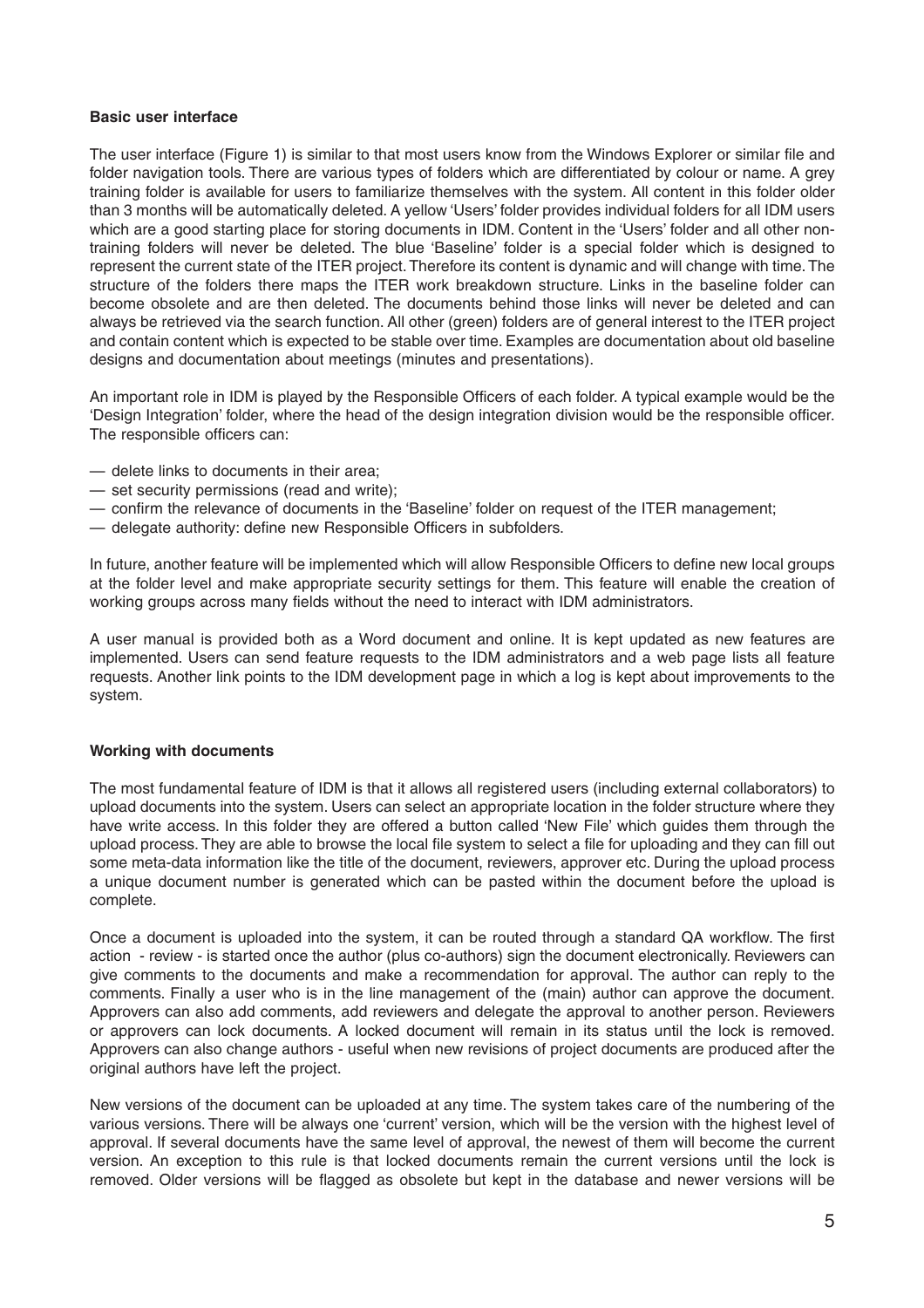**Basic user interface**

The user interface (Figure 1) is similar to that most users know from the Windows Explorer or similar file and folder navigation tools. There are various types of folders which are differentiated by colour or name. A grey training folder is available for users to familiarize themselves with the system. All content in this folder older than 3 months will be automatically deleted. A yellow 'Users' folder provides individual folders for all IDM users which are a good starting place for storing documents in IDM. Content in the 'Users' folder and all other non-training folders will never be deleted. The blue 'Baseline' folder is a special folder which is designed to represent the current state of the ITER project. Therefore its content is dynamic and will change with time. The structure of the folders there maps the ITER work breakdown structure. Links in the baseline folder can become obsolete and are then deleted. The documents behind those links will never be deleted and can always be retrieved via the search function. All other (green) folders are of general interest to the ITER project and contain content which is expected to be stable over time. Examples are documentation about old baseline designs and documentation about meetings (minutes and presentations).

An important role in IDM is played by the Responsible Officers of each folder. A typical example would be the 'Design Integration' folder, where the head of the design integration division would be the responsible officer. The responsible officers can:

— delete links to documents in their area;
— set security permissions (read and write);
— confirm the relevance of documents in the 'Baseline' folder on request of the ITER management;
— delegate authority: define new Responsible Officers in subfolders.

In future, another feature will be implemented which will allow Responsible Officers to define new local groups at the folder level and make appropriate security settings for them. This feature will enable the creation of working groups across many fields without the need to interact with IDM administrators.

A user manual is provided both as a Word document and online. It is kept updated as new features are implemented. Users can send feature requests to the IDM administrators and a web page lists all feature requests. Another link points to the IDM development page in which a log is kept about improvements to the system.

**Working with documents**

The most fundamental feature of IDM is that it allows all registered users (including external collaborators) to upload documents into the system. Users can select an appropriate location in the folder structure where they have write access. In this folder they are offered a button called 'New File' which guides them through the upload process. They are able to browse the local file system to select a file for uploading and they can fill out some meta-data information like the title of the document, reviewers, approver etc. During the upload process a unique document number is generated which can be pasted within the document before the upload is complete.

Once a document is uploaded into the system, it can be routed through a standard QA workflow. The first action - review - is started once the author (plus co-authors) sign the document electronically. Reviewers can give comments to the documents and make a recommendation for approval. The author can reply to the comments. Finally a user who is in the line management of the (main) author can approve the document. Approvers can also add comments, add reviewers and delegate the approval to another person. Reviewers or approvers can lock documents. A locked document will remain in its status until the lock is removed. Approvers can also change authors - useful when new revisions of project documents are produced after the original authors have left the project.

New versions of the document can be uploaded at any time. The system takes care of the numbering of the various versions. There will be always one 'current' version, which will be the version with the highest level of approval. If several documents have the same level of approval, the newest of them will become the current version. An exception to this rule is that locked documents remain the current versions until the lock is removed. Older versions will be flagged as obsolete but kept in the database and newer versions will be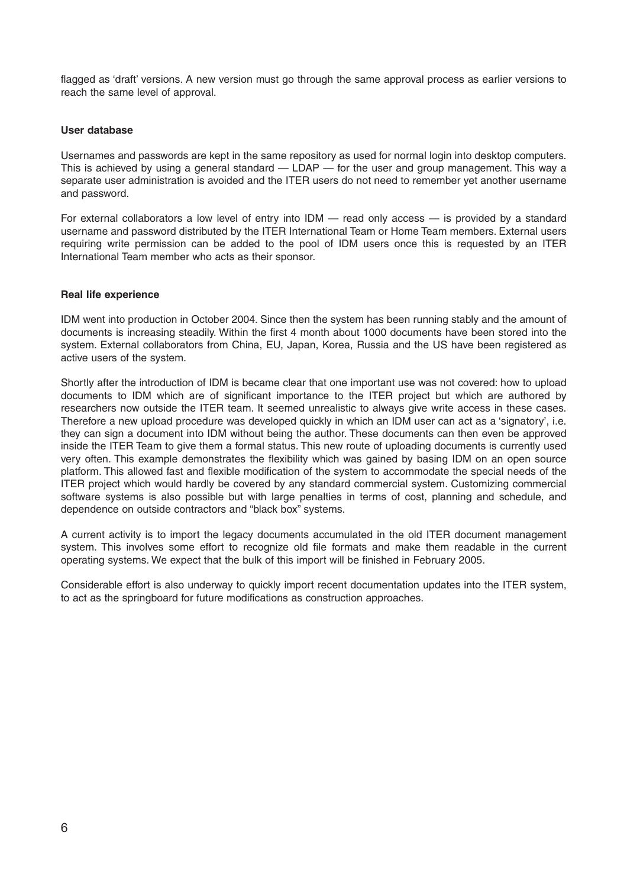flagged as 'draft' versions. A new version must go through the same approval process as earlier versions to reach the same level of approval.

**User database**

Usernames and passwords are kept in the same repository as used for normal login into desktop computers. This is achieved by using a general standard — LDAP — for the user and group management. This way a separate user administration is avoided and the ITER users do not need to remember yet another username and password.

For external collaborators a low level of entry into IDM — read only access — is provided by a standard username and password distributed by the ITER International Team or Home Team members. External users requiring write permission can be added to the pool of IDM users once this is requested by an ITER International Team member who acts as their sponsor.

**Real life experience**

IDM went into production in October 2004. Since then the system has been running stably and the amount of documents is increasing steadily. Within the first 4 month about 1000 documents have been stored into the system. External collaborators from China, EU, Japan, Korea, Russia and the US have been registered as active users of the system.

Shortly after the introduction of IDM is became clear that one important use was not covered: how to upload documents to IDM which are of significant importance to the ITER project but which are authored by researchers now outside the ITER team. It seemed unrealistic to always give write access in these cases. Therefore a new upload procedure was developed quickly in which an IDM user can act as a 'signatory', i.e. they can sign a document into IDM without being the author. These documents can then even be approved inside the ITER Team to give them a formal status. This new route of uploading documents is currently used very often. This example demonstrates the flexibility which was gained by basing IDM on an open source platform. This allowed fast and flexible modification of the system to accommodate the special needs of the ITER project which would hardly be covered by any standard commercial system. Customizing commercial software systems is also possible but with large penalties in terms of cost, planning and schedule, and dependence on outside contractors and "black box" systems.

A current activity is to import the legacy documents accumulated in the old ITER document management system. This involves some effort to recognize old file formats and make them readable in the current operating systems. We expect that the bulk of this import will be finished in February 2005.

Considerable effort is also underway to quickly import recent documentation updates into the ITER system, to act as the springboard for future modifications as construction approaches.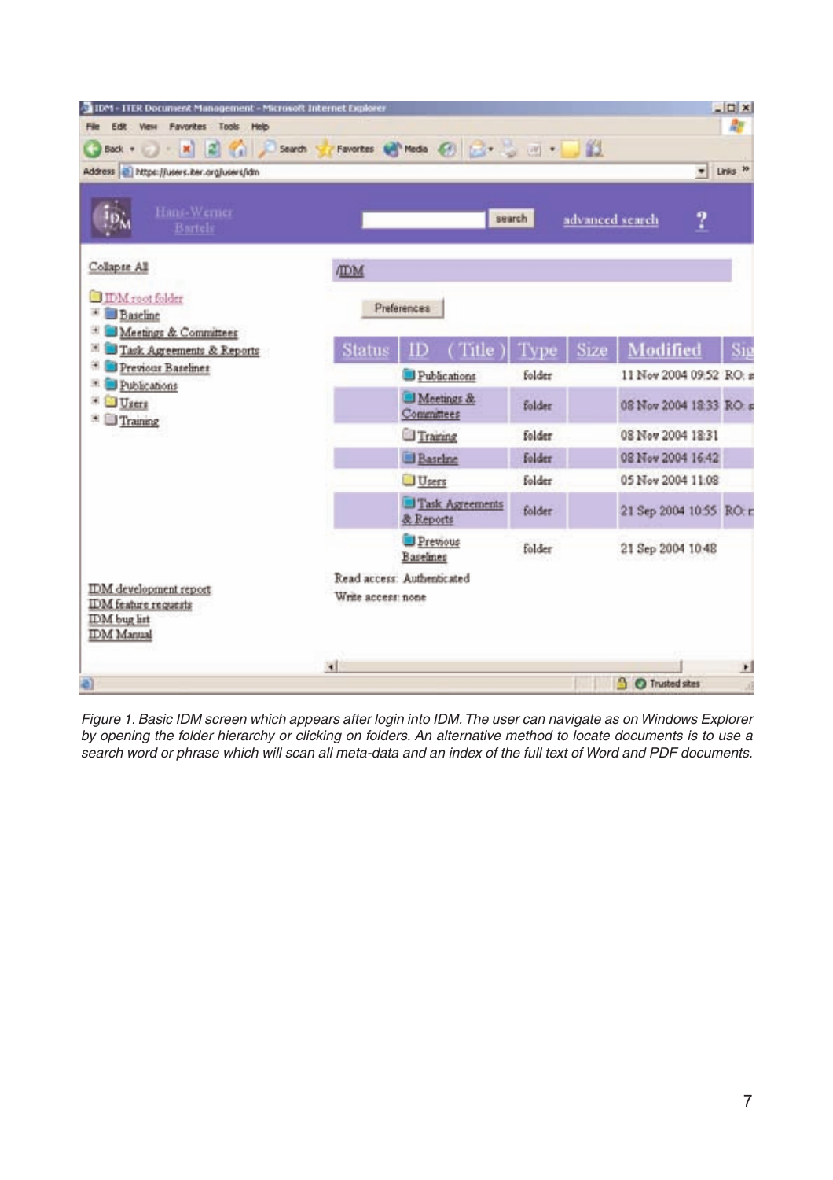*Figure 1. Basic IDM screen which appears after login into IDM. The user can navigate as on Windows Explorer by opening the folder hierarchy or clicking on folders. An alternative method to locate documents is to use a search word or phrase which will scan all meta-data and an index of the full text of Word and PDF documents.*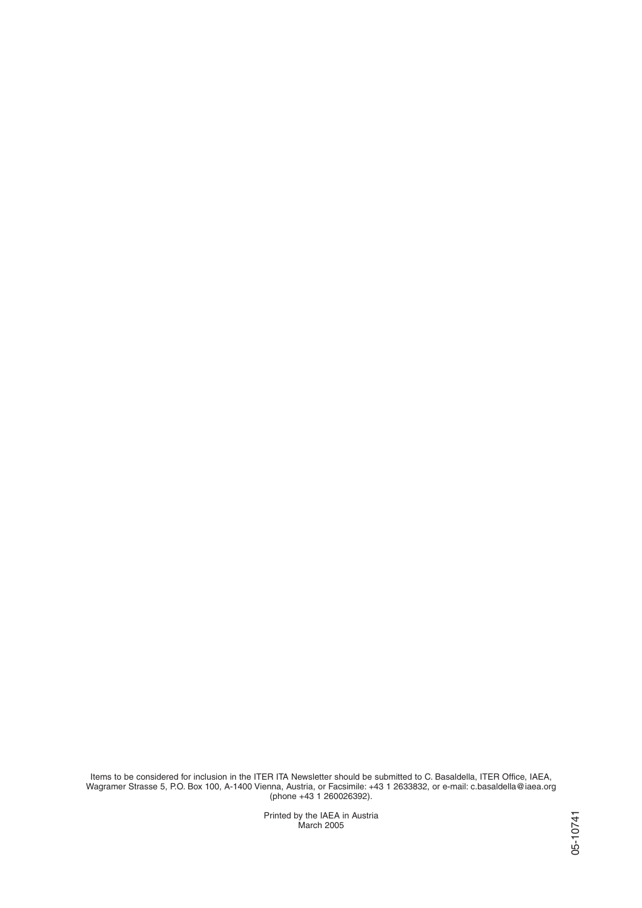Items to be considered for inclusion in the ITER ITA Newsletter should be submitted to C. Basaldella, ITER Office, IAEA, Wagramer Strasse 5, P.O. Box 100, A-1400 Vienna, Austria, or Facsimile: +43 1 2633832, or e-mail: c.basaldella@iaea.org (phone +43 1 260026392).

Printed by the IAEA in Austria
March 2005

05-10741